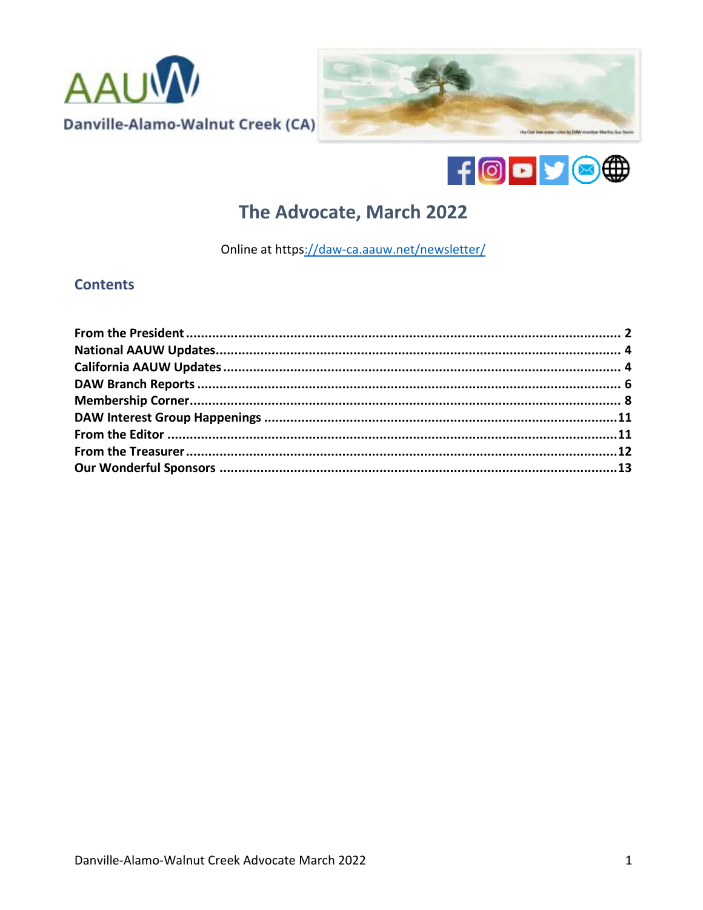AAUW

Danville-Alamo-Walnut Creek (CA)

# The Advocate, March 2022

Online at https://daw-ca.aauw.net/newsletter/

## Contents

**From the President** ........................................................ 2
**National AAUW Updates** ........................................................ 4
**California AAUW Updates** ........................................................ 4
**DAW Branch Reports** ........................................................ 6
**Membership Corner** ........................................................ 8
**DAW Interest Group Happenings** ........................................................ 11
**From the Editor** ........................................................ 11
**From the Treasurer** ........................................................ 12
**Our Wonderful Sponsors** ........................................................ 13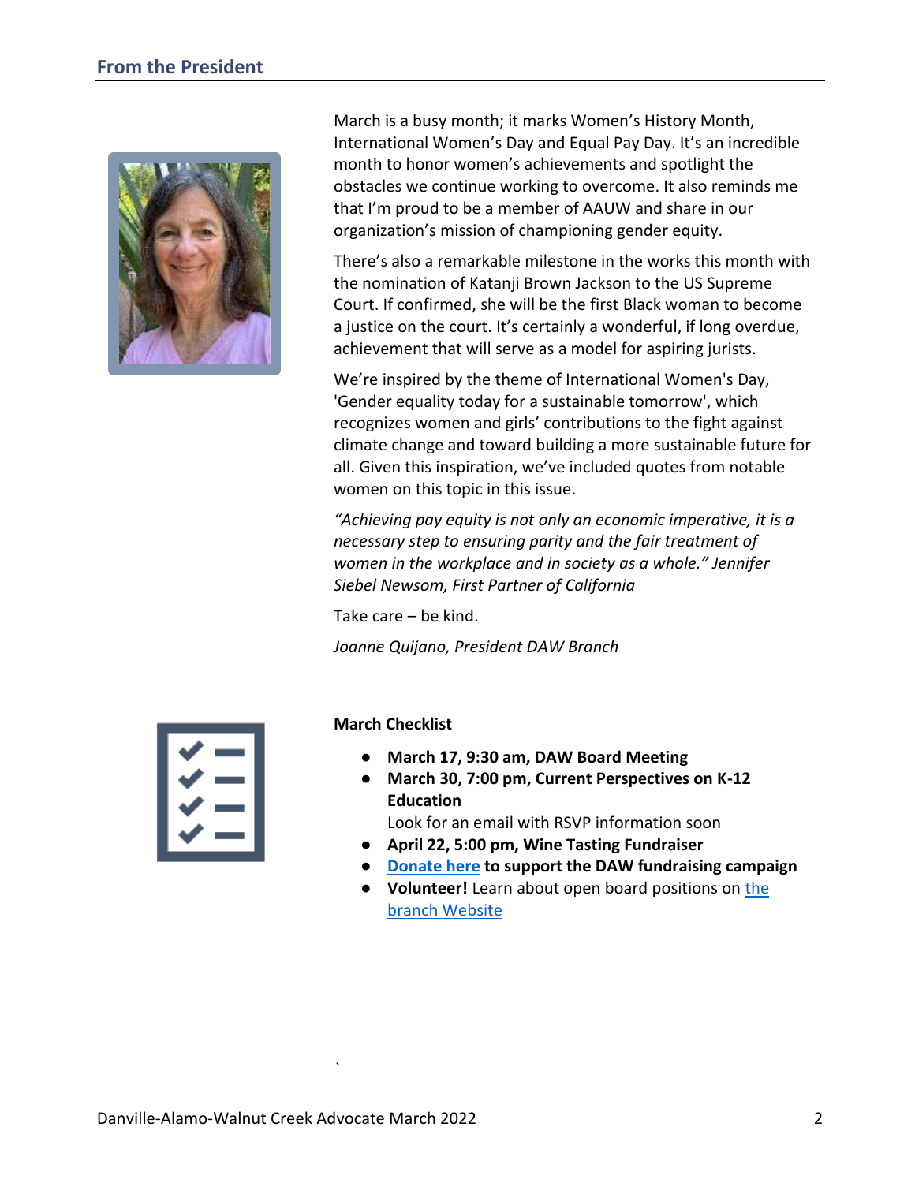## From the President

March is a busy month; it marks Women's History Month, International Women's Day and Equal Pay Day. It's an incredible month to honor women's achievements and spotlight the obstacles we continue working to overcome. It also reminds me that I'm proud to be a member of AAUW and share in our organization's mission of championing gender equity.

There's also a remarkable milestone in the works this month with the nomination of Katanji Brown Jackson to the US Supreme Court. If confirmed, she will be the first Black woman to become a justice on the court. It's certainly a wonderful, if long overdue, achievement that will serve as a model for aspiring jurists.

We're inspired by the theme of International Women's Day, 'Gender equality today for a sustainable tomorrow', which recognizes women and girls' contributions to the fight against climate change and toward building a more sustainable future for all. Given this inspiration, we've included quotes from notable women on this topic in this issue.

*"Achieving pay equity is not only an economic imperative, it is a necessary step to ensuring parity and the fair treatment of women in the workplace and in society as a whole." Jennifer Siebel Newsom, First Partner of California*

Take care – be kind.

*Joanne Quijano, President DAW Branch*

**March Checklist**

- **March 17, 9:30 am, DAW Board Meeting**
- **March 30, 7:00 pm, Current Perspectives on K-12 Education**
  Look for an email with RSVP information soon
- **April 22, 5:00 pm, Wine Tasting Fundraiser**
- **Donate here to support the DAW fundraising campaign**
- **Volunteer!** Learn about open board positions on the branch Website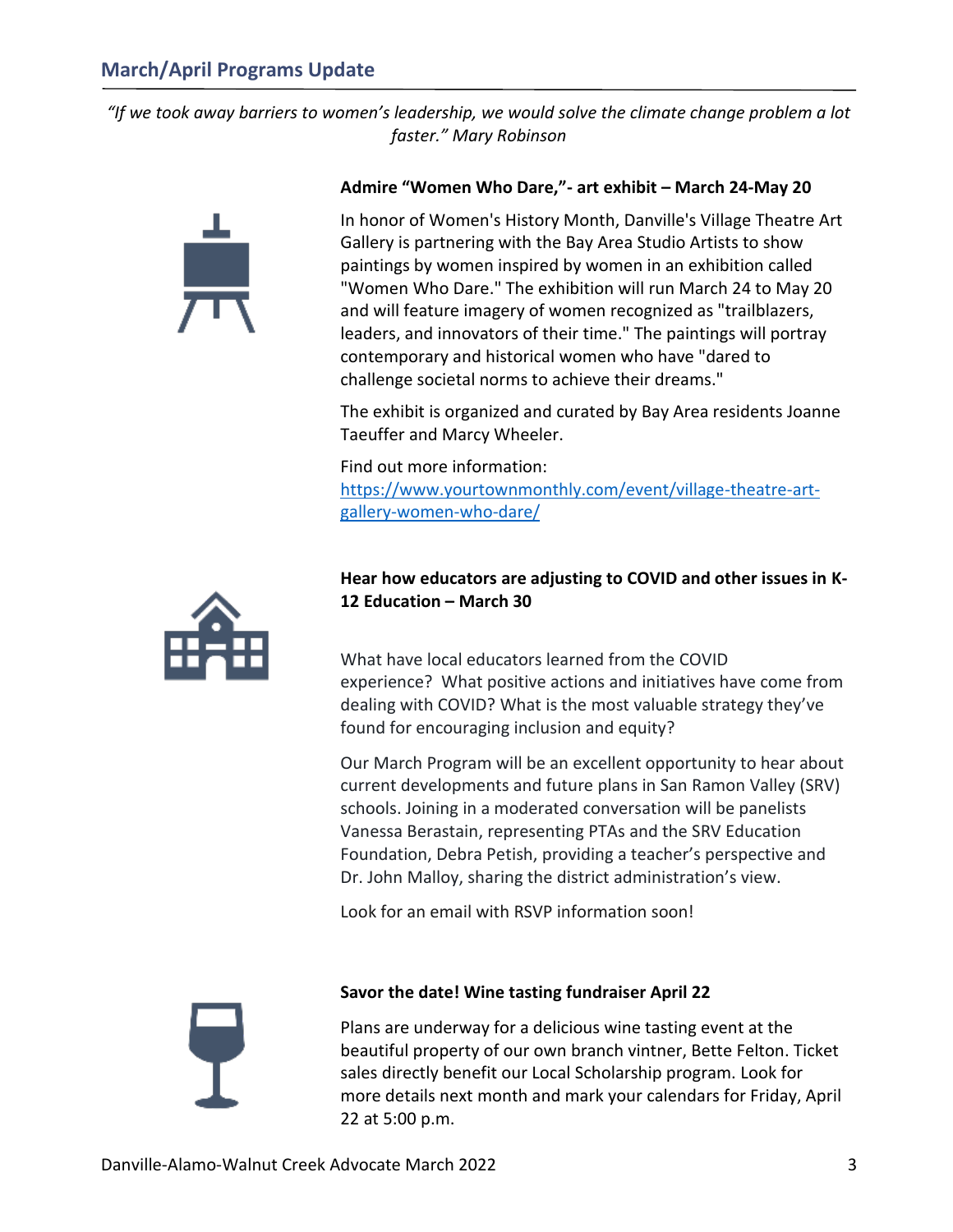## March/April Programs Update

*"If we took away barriers to women's leadership, we would solve the climate change problem a lot faster." Mary Robinson*

**Admire "Women Who Dare,"- art exhibit – March 24-May 20**

In honor of Women's History Month, Danville's Village Theatre Art Gallery is partnering with the Bay Area Studio Artists to show paintings by women inspired by women in an exhibition called "Women Who Dare." The exhibition will run March 24 to May 20 and will feature imagery of women recognized as "trailblazers, leaders, and innovators of their time." The paintings will portray contemporary and historical women who have "dared to challenge societal norms to achieve their dreams."

The exhibit is organized and curated by Bay Area residents Joanne Taeuffer and Marcy Wheeler.

Find out more information:
https://www.yourtownmonthly.com/event/village-theatre-art-gallery-women-who-dare/

**Hear how educators are adjusting to COVID and other issues in K-12 Education – March 30**

What have local educators learned from the COVID experience? What positive actions and initiatives have come from dealing with COVID? What is the most valuable strategy they've found for encouraging inclusion and equity?

Our March Program will be an excellent opportunity to hear about current developments and future plans in San Ramon Valley (SRV) schools. Joining in a moderated conversation will be panelists Vanessa Berastain, representing PTAs and the SRV Education Foundation, Debra Petish, providing a teacher's perspective and Dr. John Malloy, sharing the district administration's view.

Look for an email with RSVP information soon!

**Savor the date! Wine tasting fundraiser April 22**

Plans are underway for a delicious wine tasting event at the beautiful property of our own branch vintner, Bette Felton. Ticket sales directly benefit our Local Scholarship program. Look for more details next month and mark your calendars for Friday, April 22 at 5:00 p.m.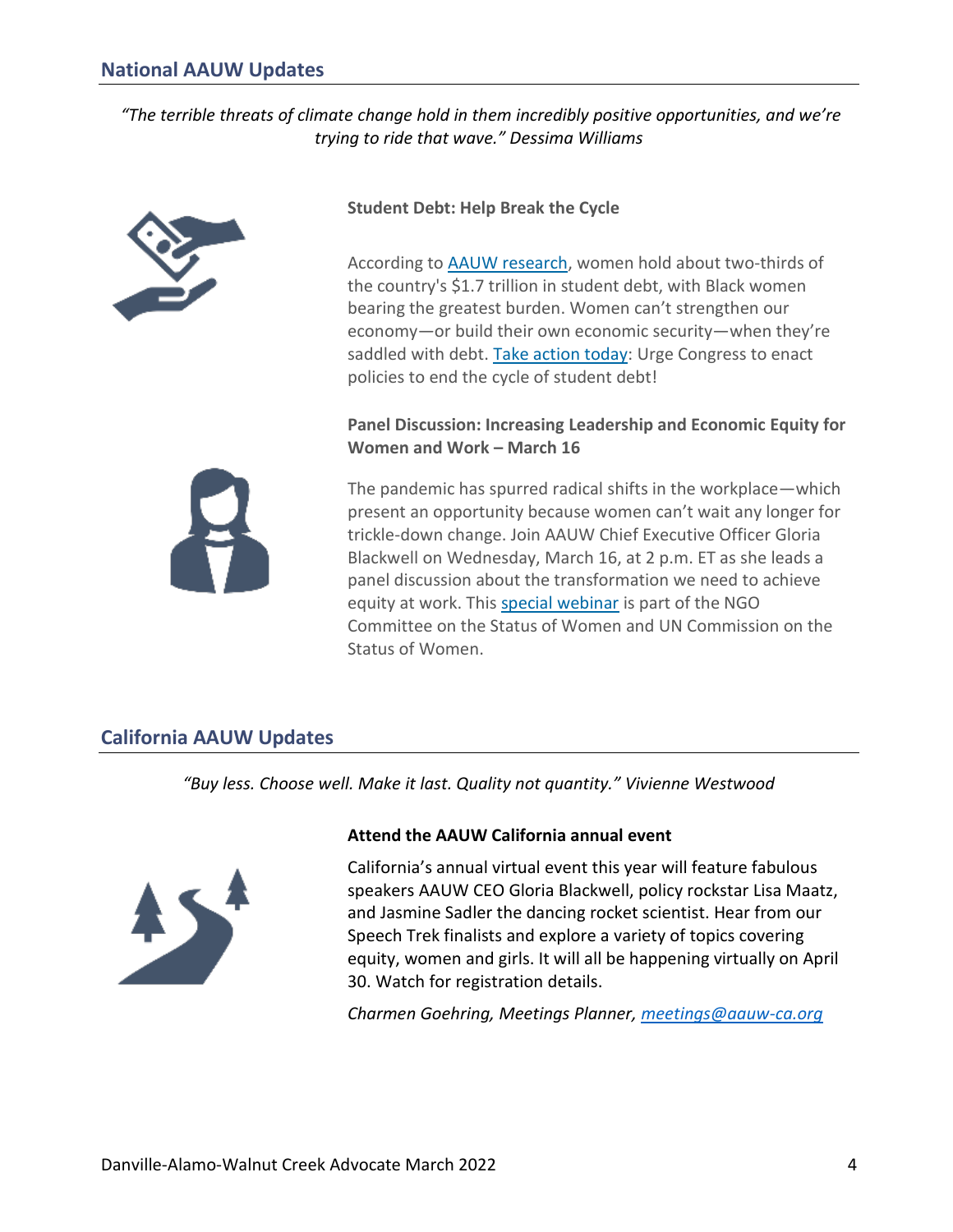## National AAUW Updates

*"The terrible threats of climate change hold in them incredibly positive opportunities, and we're trying to ride that wave." Dessima Williams*

**Student Debt: Help Break the Cycle**

According to AAUW research, women hold about two-thirds of the country's $1.7 trillion in student debt, with Black women bearing the greatest burden. Women can't strengthen our economy—or build their own economic security—when they're saddled with debt. Take action today: Urge Congress to enact policies to end the cycle of student debt!

**Panel Discussion: Increasing Leadership and Economic Equity for Women and Work – March 16**

The pandemic has spurred radical shifts in the workplace—which present an opportunity because women can't wait any longer for trickle-down change. Join AAUW Chief Executive Officer Gloria Blackwell on Wednesday, March 16, at 2 p.m. ET as she leads a panel discussion about the transformation we need to achieve equity at work. This special webinar is part of the NGO Committee on the Status of Women and UN Commission on the Status of Women.

## California AAUW Updates

*"Buy less. Choose well. Make it last. Quality not quantity." Vivienne Westwood*

**Attend the AAUW California annual event**

California's annual virtual event this year will feature fabulous speakers AAUW CEO Gloria Blackwell, policy rockstar Lisa Maatz, and Jasmine Sadler the dancing rocket scientist. Hear from our Speech Trek finalists and explore a variety of topics covering equity, women and girls. It will all be happening virtually on April 30. Watch for registration details.

*Charmen Goehring, Meetings Planner, meetings@aauw-ca.org*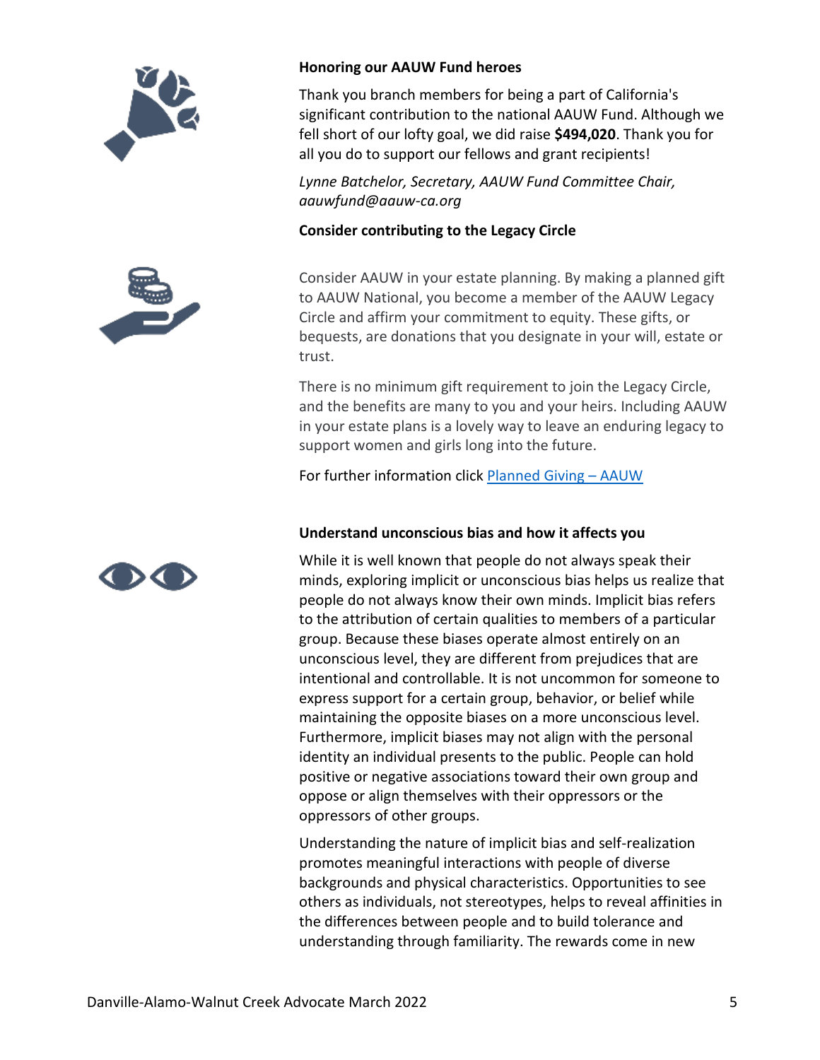### Honoring our AAUW Fund heroes

Thank you branch members for being a part of California's significant contribution to the national AAUW Fund. Although we fell short of our lofty goal, we did raise **$494,020**. Thank you for all you do to support our fellows and grant recipients!

*Lynne Batchelor, Secretary, AAUW Fund Committee Chair, aauwfund@aauw-ca.org*

### Consider contributing to the Legacy Circle

Consider AAUW in your estate planning. By making a planned gift to AAUW National, you become a member of the AAUW Legacy Circle and affirm your commitment to equity. These gifts, or bequests, are donations that you designate in your will, estate or trust.

There is no minimum gift requirement to join the Legacy Circle, and the benefits are many to you and your heirs. Including AAUW in your estate plans is a lovely way to leave an enduring legacy to support women and girls long into the future.

For further information click Planned Giving – AAUW

### Understand unconscious bias and how it affects you

While it is well known that people do not always speak their minds, exploring implicit or unconscious bias helps us realize that people do not always know their own minds. Implicit bias refers to the attribution of certain qualities to members of a particular group. Because these biases operate almost entirely on an unconscious level, they are different from prejudices that are intentional and controllable. It is not uncommon for someone to express support for a certain group, behavior, or belief while maintaining the opposite biases on a more unconscious level. Furthermore, implicit biases may not align with the personal identity an individual presents to the public. People can hold positive or negative associations toward their own group and oppose or align themselves with their oppressors or the oppressors of other groups.

Understanding the nature of implicit bias and self-realization promotes meaningful interactions with people of diverse backgrounds and physical characteristics. Opportunities to see others as individuals, not stereotypes, helps to reveal affinities in the differences between people and to build tolerance and understanding through familiarity. The rewards come in new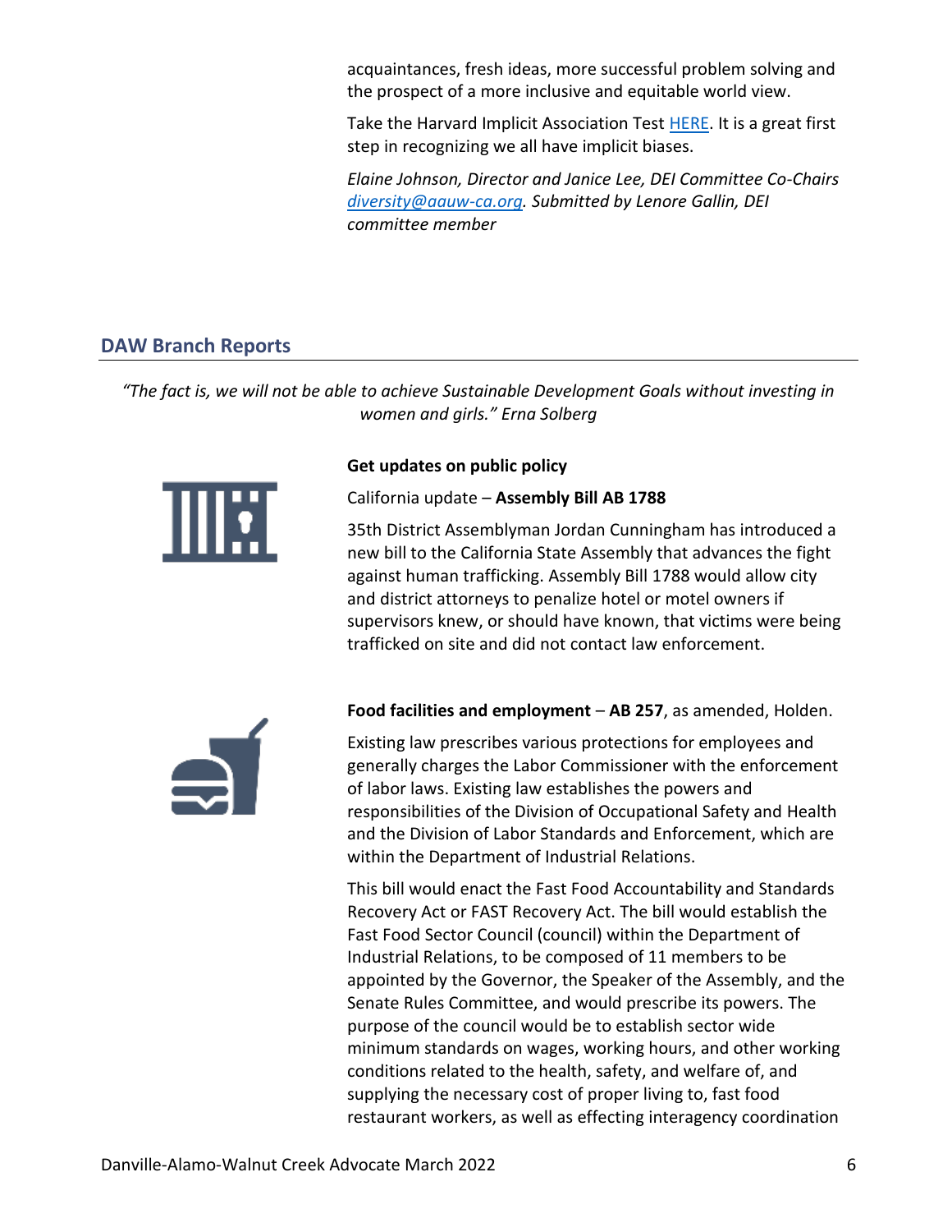acquaintances, fresh ideas, more successful problem solving and the prospect of a more inclusive and equitable world view.

Take the Harvard Implicit Association Test [HERE](). It is a great first step in recognizing we all have implicit biases.

*Elaine Johnson, Director and Janice Lee, DEI Committee Co-Chairs [diversity@aauw-ca.org](mailto:diversity@aauw-ca.org). Submitted by Lenore Gallin, DEI committee member*

## DAW Branch Reports

*"The fact is, we will not be able to achieve Sustainable Development Goals without investing in women and girls." Erna Solberg*

**Get updates on public policy**

California update – **Assembly Bill AB 1788**

35th District Assemblyman Jordan Cunningham has introduced a new bill to the California State Assembly that advances the fight against human trafficking. Assembly Bill 1788 would allow city and district attorneys to penalize hotel or motel owners if supervisors knew, or should have known, that victims were being trafficked on site and did not contact law enforcement.

**Food facilities and employment** – **AB 257**, as amended, Holden.

Existing law prescribes various protections for employees and generally charges the Labor Commissioner with the enforcement of labor laws. Existing law establishes the powers and responsibilities of the Division of Occupational Safety and Health and the Division of Labor Standards and Enforcement, which are within the Department of Industrial Relations.

This bill would enact the Fast Food Accountability and Standards Recovery Act or FAST Recovery Act. The bill would establish the Fast Food Sector Council (council) within the Department of Industrial Relations, to be composed of 11 members to be appointed by the Governor, the Speaker of the Assembly, and the Senate Rules Committee, and would prescribe its powers. The purpose of the council would be to establish sector wide minimum standards on wages, working hours, and other working conditions related to the health, safety, and welfare of, and supplying the necessary cost of proper living to, fast food restaurant workers, as well as effecting interagency coordination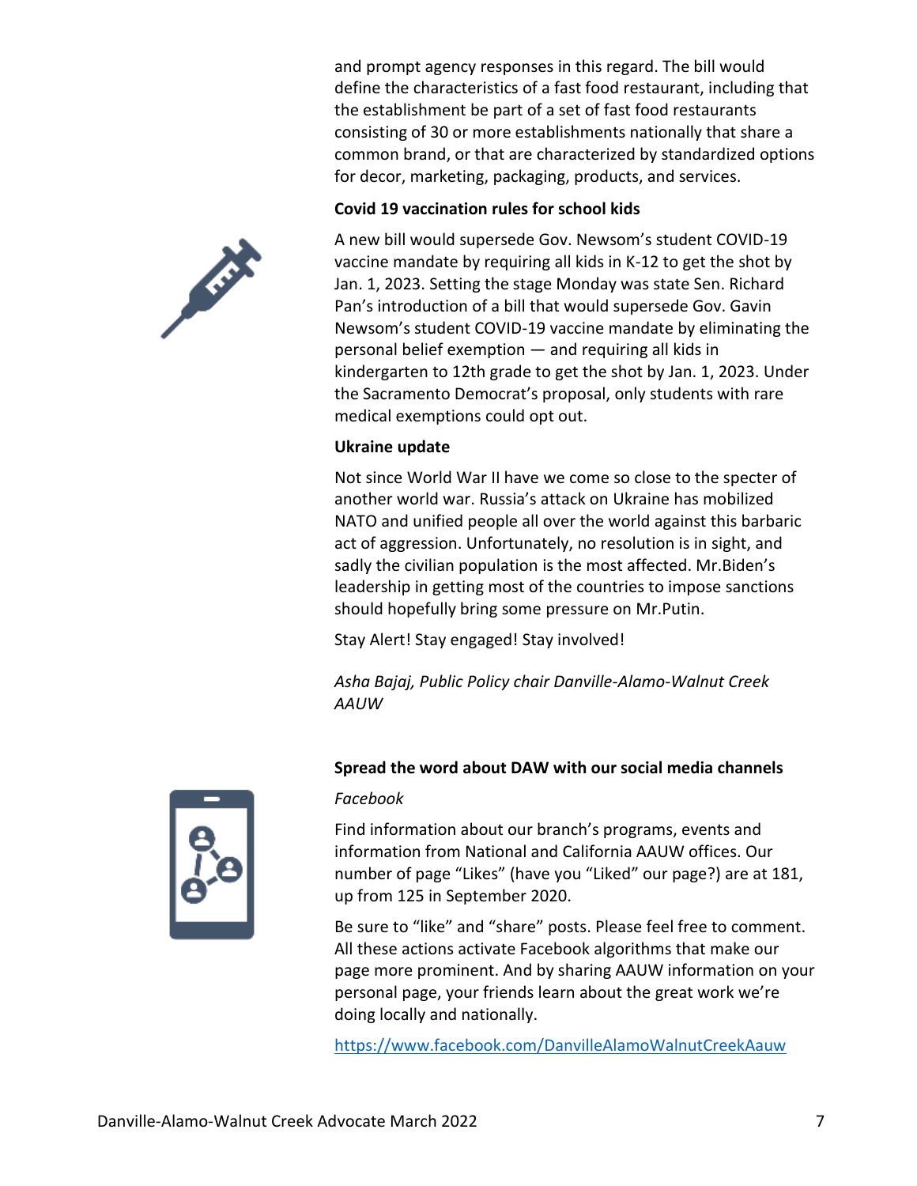and prompt agency responses in this regard. The bill would define the characteristics of a fast food restaurant, including that the establishment be part of a set of fast food restaurants consisting of 30 or more establishments nationally that share a common brand, or that are characterized by standardized options for decor, marketing, packaging, products, and services.

**Covid 19 vaccination rules for school kids**

A new bill would supersede Gov. Newsom's student COVID-19 vaccine mandate by requiring all kids in K-12 to get the shot by Jan. 1, 2023. Setting the stage Monday was state Sen. Richard Pan's introduction of a bill that would supersede Gov. Gavin Newsom's student COVID-19 vaccine mandate by eliminating the personal belief exemption — and requiring all kids in kindergarten to 12th grade to get the shot by Jan. 1, 2023. Under the Sacramento Democrat's proposal, only students with rare medical exemptions could opt out.

**Ukraine update**

Not since World War II have we come so close to the specter of another world war. Russia's attack on Ukraine has mobilized NATO and unified people all over the world against this barbaric act of aggression. Unfortunately, no resolution is in sight, and sadly the civilian population is the most affected. Mr.Biden's leadership in getting most of the countries to impose sanctions should hopefully bring some pressure on Mr.Putin.

Stay Alert! Stay engaged! Stay involved!

*Asha Bajaj, Public Policy chair Danville-Alamo-Walnut Creek AAUW*

**Spread the word about DAW with our social media channels**

*Facebook*

Find information about our branch's programs, events and information from National and California AAUW offices. Our number of page "Likes" (have you "Liked" our page?) are at 181, up from 125 in September 2020.

Be sure to "like" and "share" posts. Please feel free to comment. All these actions activate Facebook algorithms that make our page more prominent. And by sharing AAUW information on your personal page, your friends learn about the great work we're doing locally and nationally.

https://www.facebook.com/DanvilleAlamoWalnutCreekAauw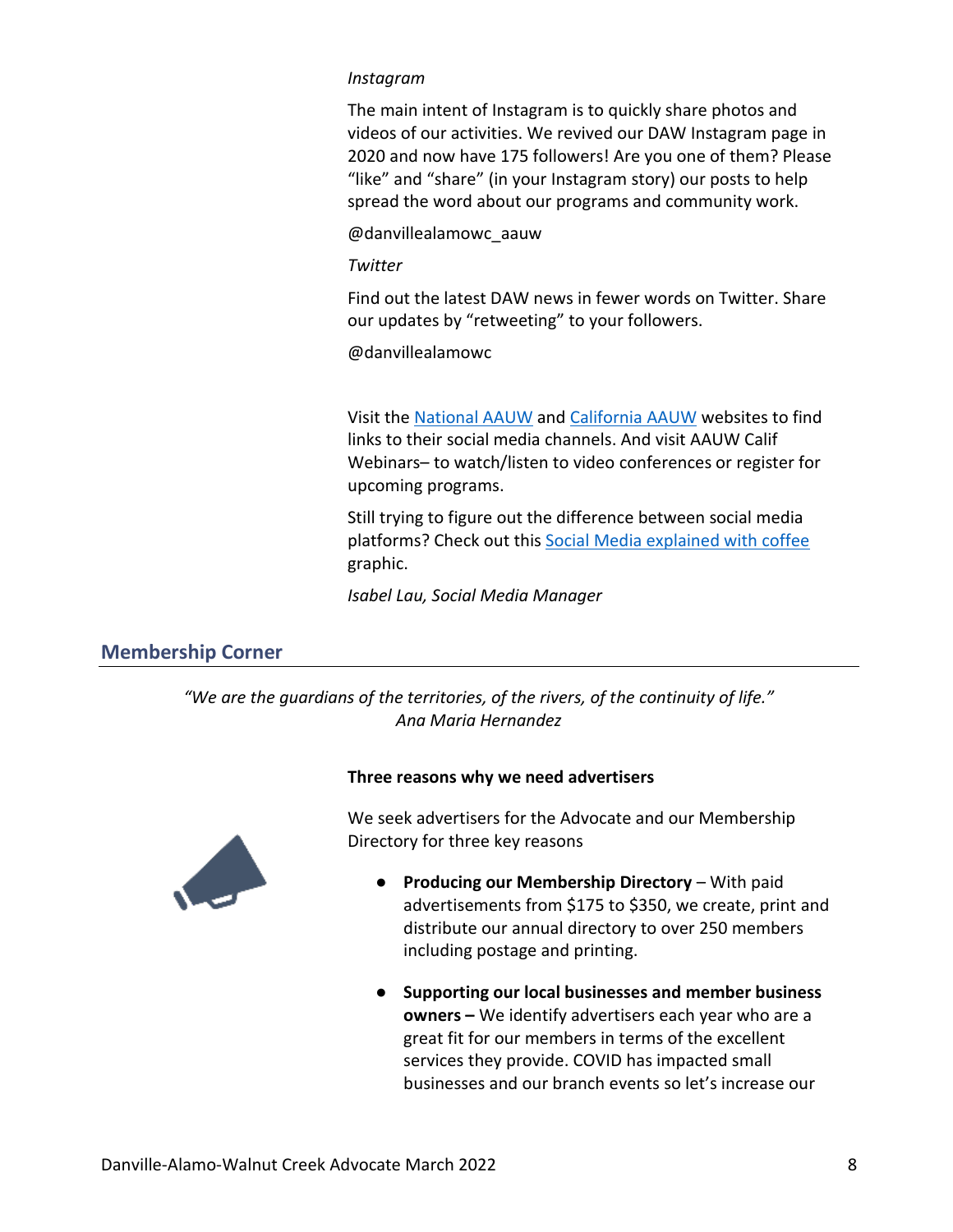*Instagram*

The main intent of Instagram is to quickly share photos and videos of our activities. We revived our DAW Instagram page in 2020 and now have 175 followers! Are you one of them? Please "like" and "share" (in your Instagram story) our posts to help spread the word about our programs and community work.

@danvillealamowc_aauw

*Twitter*

Find out the latest DAW news in fewer words on Twitter. Share our updates by "retweeting" to your followers.

@danvillealamowc

Visit the National AAUW and California AAUW websites to find links to their social media channels. And visit AAUW Calif Webinars– to watch/listen to video conferences or register for upcoming programs.

Still trying to figure out the difference between social media platforms? Check out this Social Media explained with coffee graphic.

*Isabel Lau, Social Media Manager*

## Membership Corner

*"We are the guardians of the territories, of the rivers, of the continuity of life."*
*Ana Maria Hernandez*

**Three reasons why we need advertisers**

We seek advertisers for the Advocate and our Membership Directory for three key reasons

- **Producing our Membership Directory** – With paid advertisements from $175 to $350, we create, print and distribute our annual directory to over 250 members including postage and printing.
- **Supporting our local businesses and member business owners –** We identify advertisers each year who are a great fit for our members in terms of the excellent services they provide. COVID has impacted small businesses and our branch events so let's increase our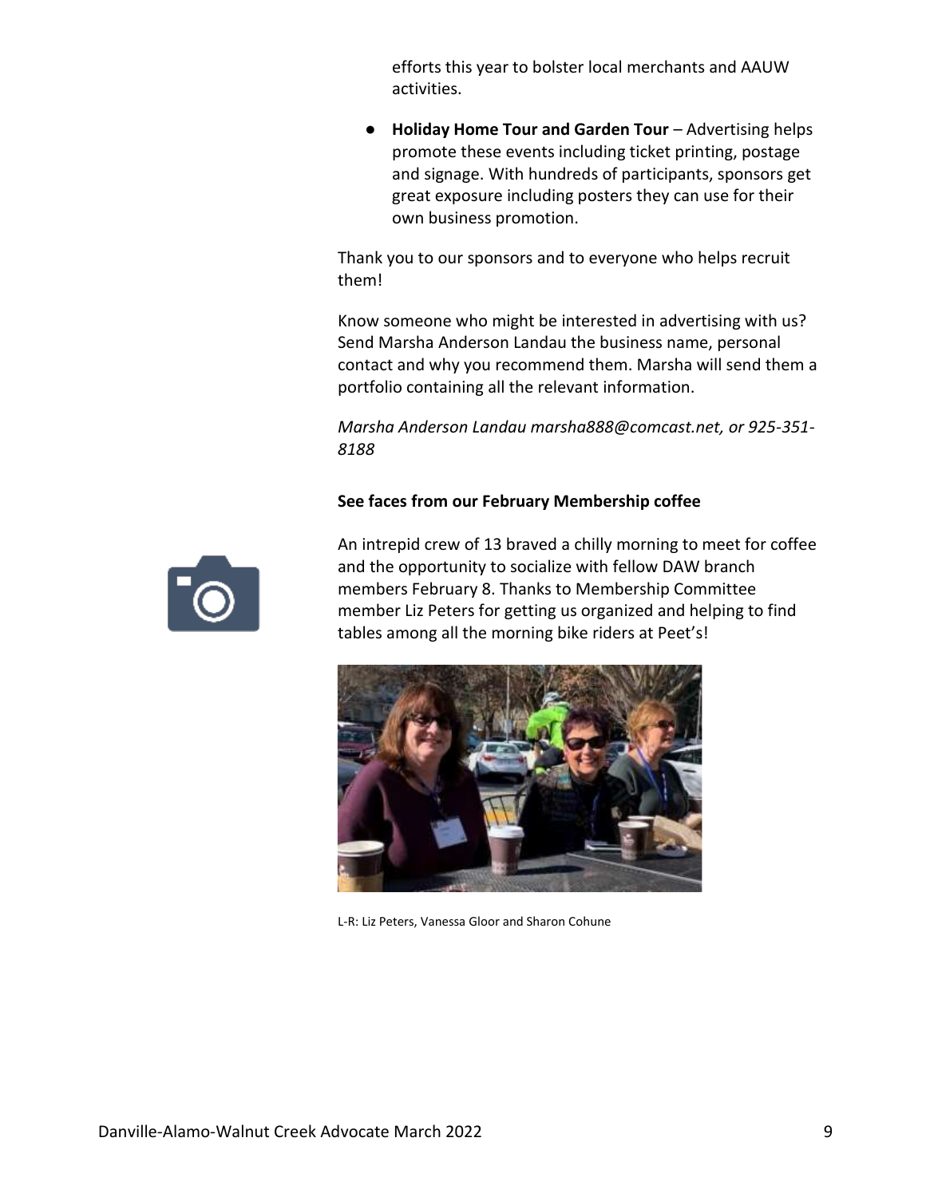efforts this year to bolster local merchants and AAUW activities.

- **Holiday Home Tour and Garden Tour** – Advertising helps promote these events including ticket printing, postage and signage. With hundreds of participants, sponsors get great exposure including posters they can use for their own business promotion.

Thank you to our sponsors and to everyone who helps recruit them!

Know someone who might be interested in advertising with us? Send Marsha Anderson Landau the business name, personal contact and why you recommend them. Marsha will send them a portfolio containing all the relevant information.

*Marsha Anderson Landau marsha888@comcast.net, or 925-351-8188*

**See faces from our February Membership coffee**

An intrepid crew of 13 braved a chilly morning to meet for coffee and the opportunity to socialize with fellow DAW branch members February 8. Thanks to Membership Committee member Liz Peters for getting us organized and helping to find tables among all the morning bike riders at Peet's!

L-R: Liz Peters, Vanessa Gloor and Sharon Cohune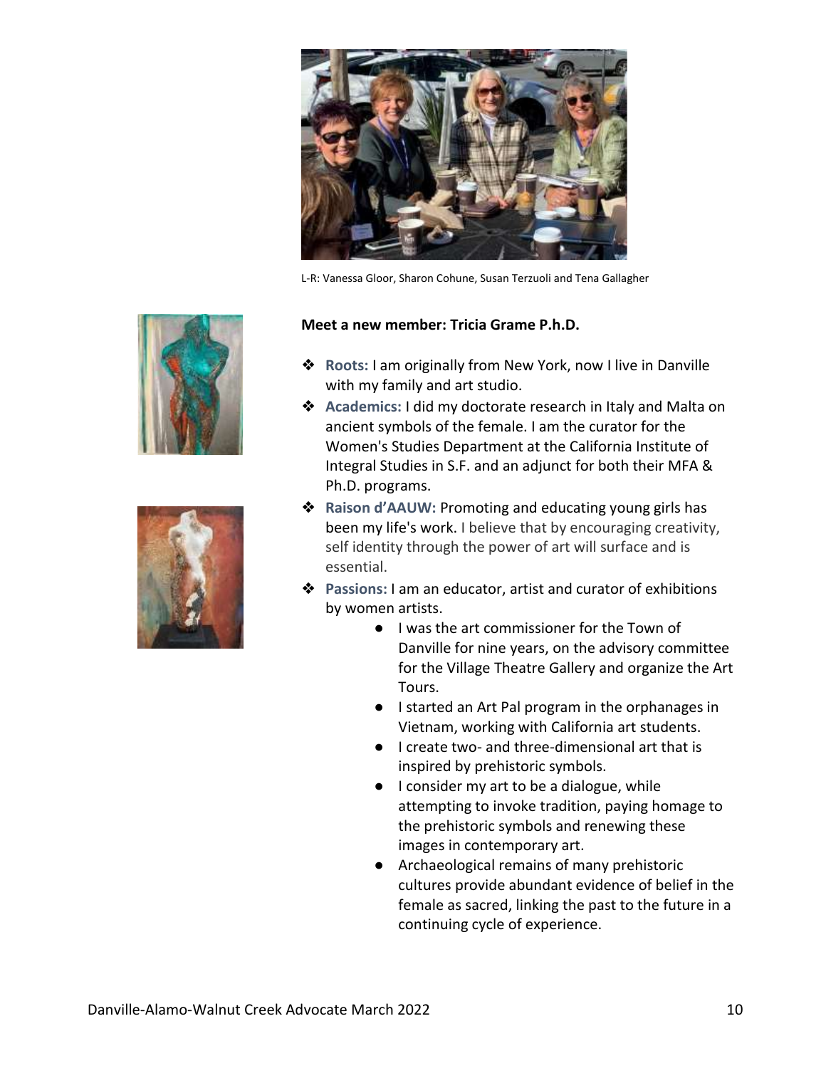L-R: Vanessa Gloor, Sharon Cohune, Susan Terzuoli and Tena Gallagher

**Meet a new member: Tricia Grame P.h.D.**

- **Roots:** I am originally from New York, now I live in Danville with my family and art studio.
- **Academics:** I did my doctorate research in Italy and Malta on ancient symbols of the female. I am the curator for the Women's Studies Department at the California Institute of Integral Studies in S.F. and an adjunct for both their MFA & Ph.D. programs.
- **Raison d'AAUW:** Promoting and educating young girls has been my life's work. I believe that by encouraging creativity, self identity through the power of art will surface and is essential.
- **Passions:** I am an educator, artist and curator of exhibitions by women artists.
  - I was the art commissioner for the Town of Danville for nine years, on the advisory committee for the Village Theatre Gallery and organize the Art Tours.
  - I started an Art Pal program in the orphanages in Vietnam, working with California art students.
  - I create two- and three-dimensional art that is inspired by prehistoric symbols.
  - I consider my art to be a dialogue, while attempting to invoke tradition, paying homage to the prehistoric symbols and renewing these images in contemporary art.
  - Archaeological remains of many prehistoric cultures provide abundant evidence of belief in the female as sacred, linking the past to the future in a continuing cycle of experience.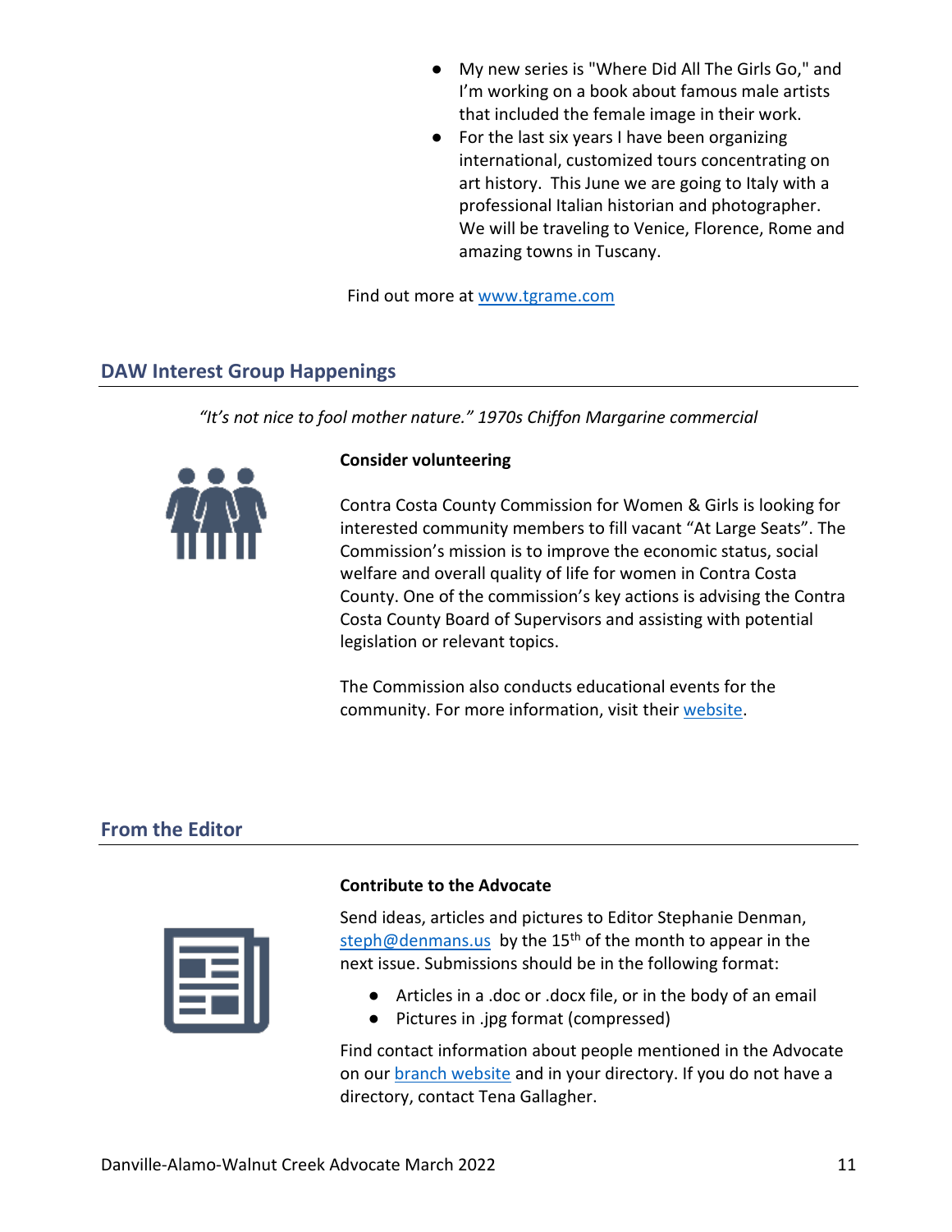- My new series is "Where Did All The Girls Go," and I'm working on a book about famous male artists that included the female image in their work.
- For the last six years I have been organizing international, customized tours concentrating on art history. This June we are going to Italy with a professional Italian historian and photographer. We will be traveling to Venice, Florence, Rome and amazing towns in Tuscany.

Find out more at [www.tgrame.com](www.tgrame.com)

## DAW Interest Group Happenings

*"It's not nice to fool mother nature." 1970s Chiffon Margarine commercial*

**Consider volunteering**

Contra Costa County Commission for Women & Girls is looking for interested community members to fill vacant "At Large Seats". The Commission's mission is to improve the economic status, social welfare and overall quality of life for women in Contra Costa County. One of the commission's key actions is advising the Contra Costa County Board of Supervisors and assisting with potential legislation or relevant topics.

The Commission also conducts educational events for the community. For more information, visit their website.

## From the Editor

**Contribute to the Advocate**

Send ideas, articles and pictures to Editor Stephanie Denman, steph@denmans.us by the 15th of the month to appear in the next issue. Submissions should be in the following format:

- Articles in a .doc or .docx file, or in the body of an email
- Pictures in .jpg format (compressed)

Find contact information about people mentioned in the Advocate on our branch website and in your directory. If you do not have a directory, contact Tena Gallagher.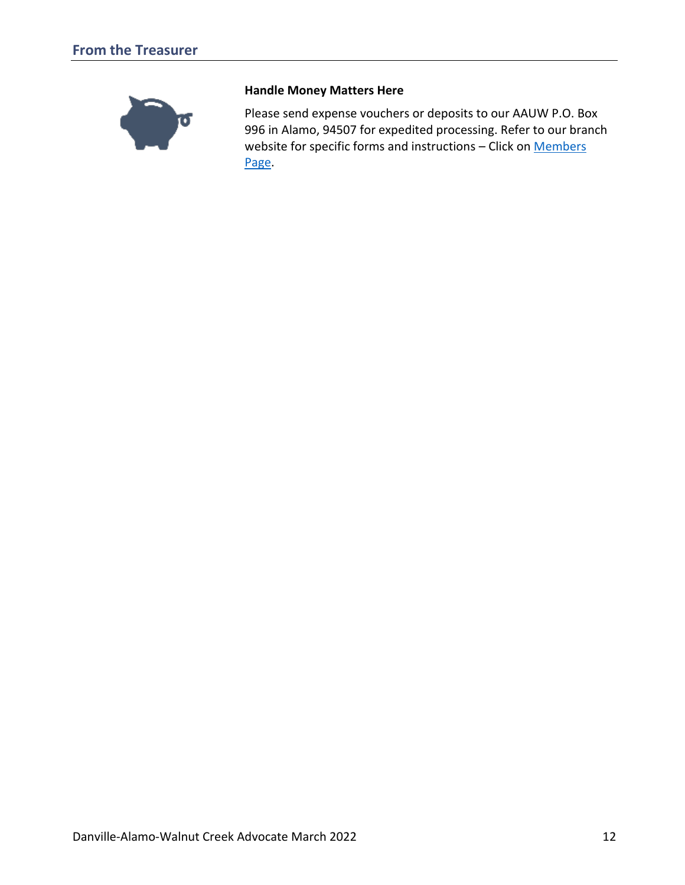## From the Treasurer

### Handle Money Matters Here

Please send expense vouchers or deposits to our AAUW P.O. Box 996 in Alamo, 94507 for expedited processing. Refer to our branch website for specific forms and instructions – Click on Members Page.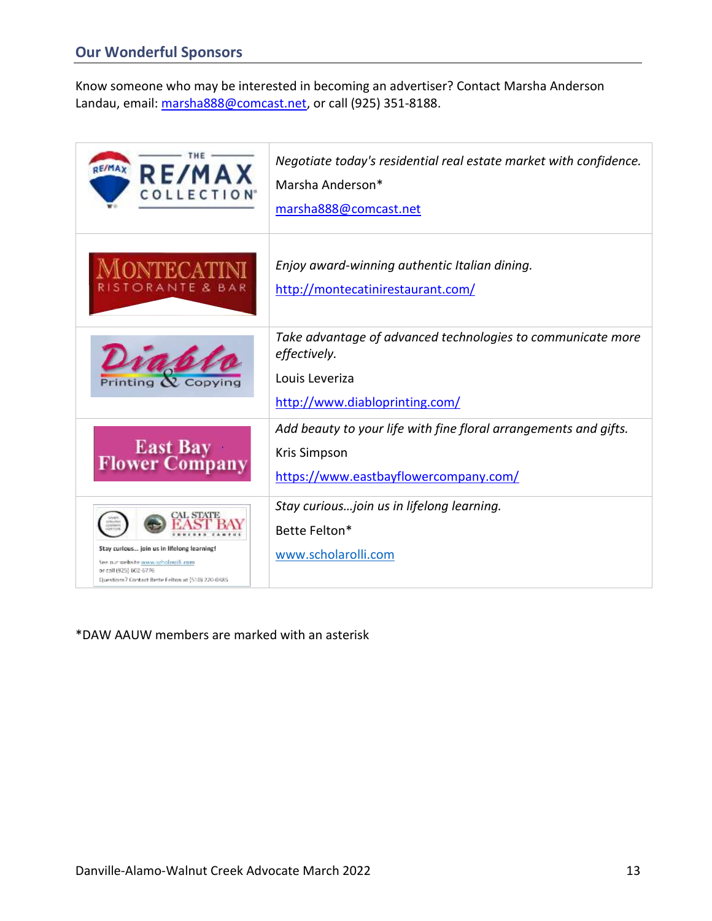## Our Wonderful Sponsors

Know someone who may be interested in becoming an advertiser? Contact Marsha Anderson Landau, email: marsha888@comcast.net, or call (925) 351-8188.

| | |
|---|---|
| THE RE/MAX COLLECTION | *Negotiate today's residential real estate market with confidence.*<br>Marsha Anderson*<br>marsha888@comcast.net |
| MONTECATINI RISTORANTE & BAR | *Enjoy award-winning authentic Italian dining.*<br>http://montecatinirestaurant.com/ |
| Diablo Printing & Copying | *Take advantage of advanced technologies to communicate more effectively.*<br>Louis Leveriza<br>http://www.diabloprinting.com/ |
| East Bay Flower Company | *Add beauty to your life with fine floral arrangements and gifts.*<br>Kris Simpson<br>https://www.eastbayflowercompany.com/ |
| CAL STATE EAST BAY CONCORD CAMPUS<br>Stay curious... join us in lifelong learning!<br>See our website www.scholarolli.com<br>or call (925) 602-6776<br>Questions? Contact Bette Felton at (510) 220-0485 | *Stay curious…join us in lifelong learning.*<br>Bette Felton*<br>www.scholarolli.com |

*DAW AAUW members are marked with an asterisk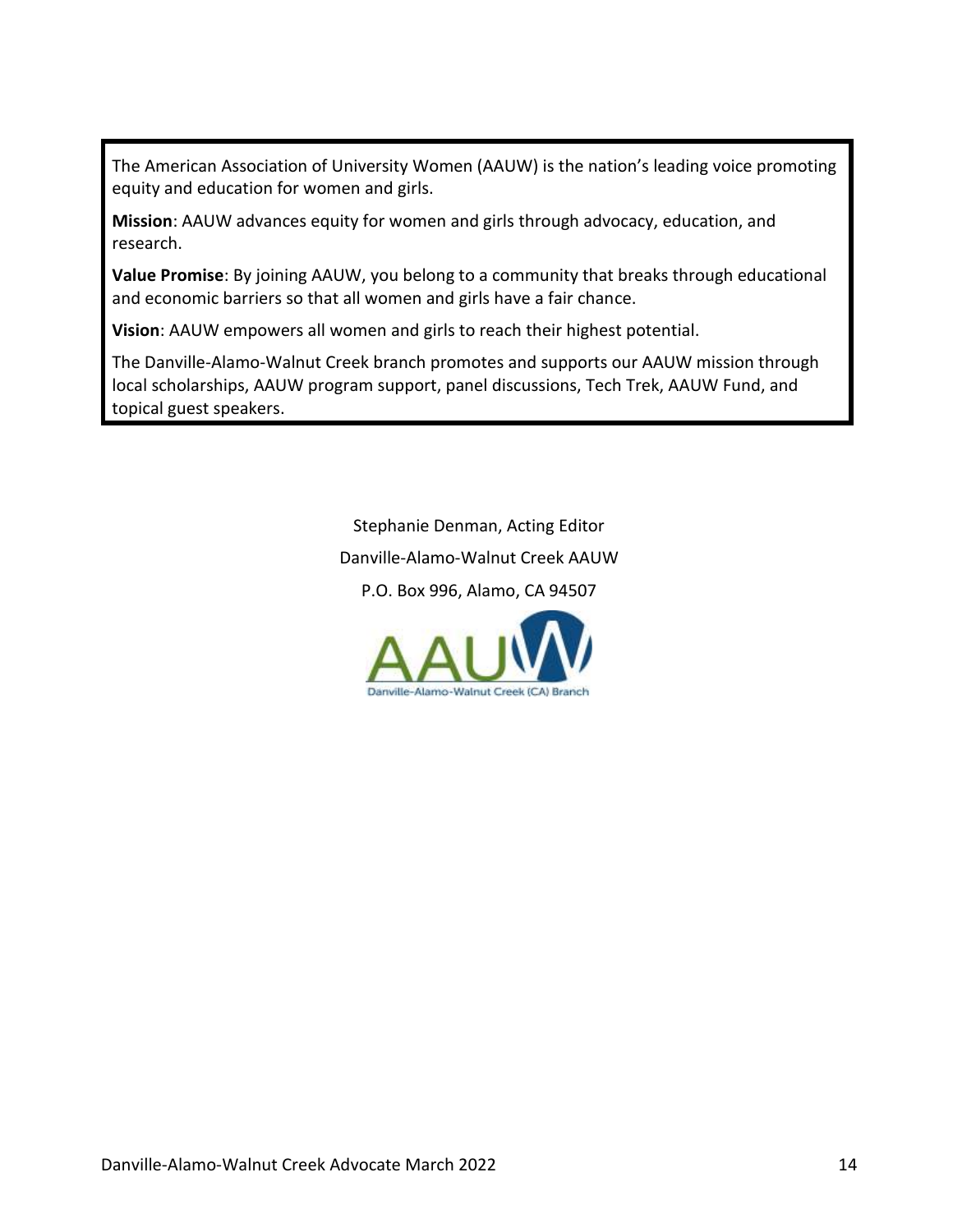The American Association of University Women (AAUW) is the nation's leading voice promoting equity and education for women and girls.

**Mission**: AAUW advances equity for women and girls through advocacy, education, and research.

**Value Promise**: By joining AAUW, you belong to a community that breaks through educational and economic barriers so that all women and girls have a fair chance.

**Vision**: AAUW empowers all women and girls to reach their highest potential.

The Danville-Alamo-Walnut Creek branch promotes and supports our AAUW mission through local scholarships, AAUW program support, panel discussions, Tech Trek, AAUW Fund, and topical guest speakers.

Stephanie Denman, Acting Editor

Danville-Alamo-Walnut Creek AAUW

P.O. Box 996, Alamo, CA 94507

AAUW

Danville-Alamo-Walnut Creek (CA) Branch